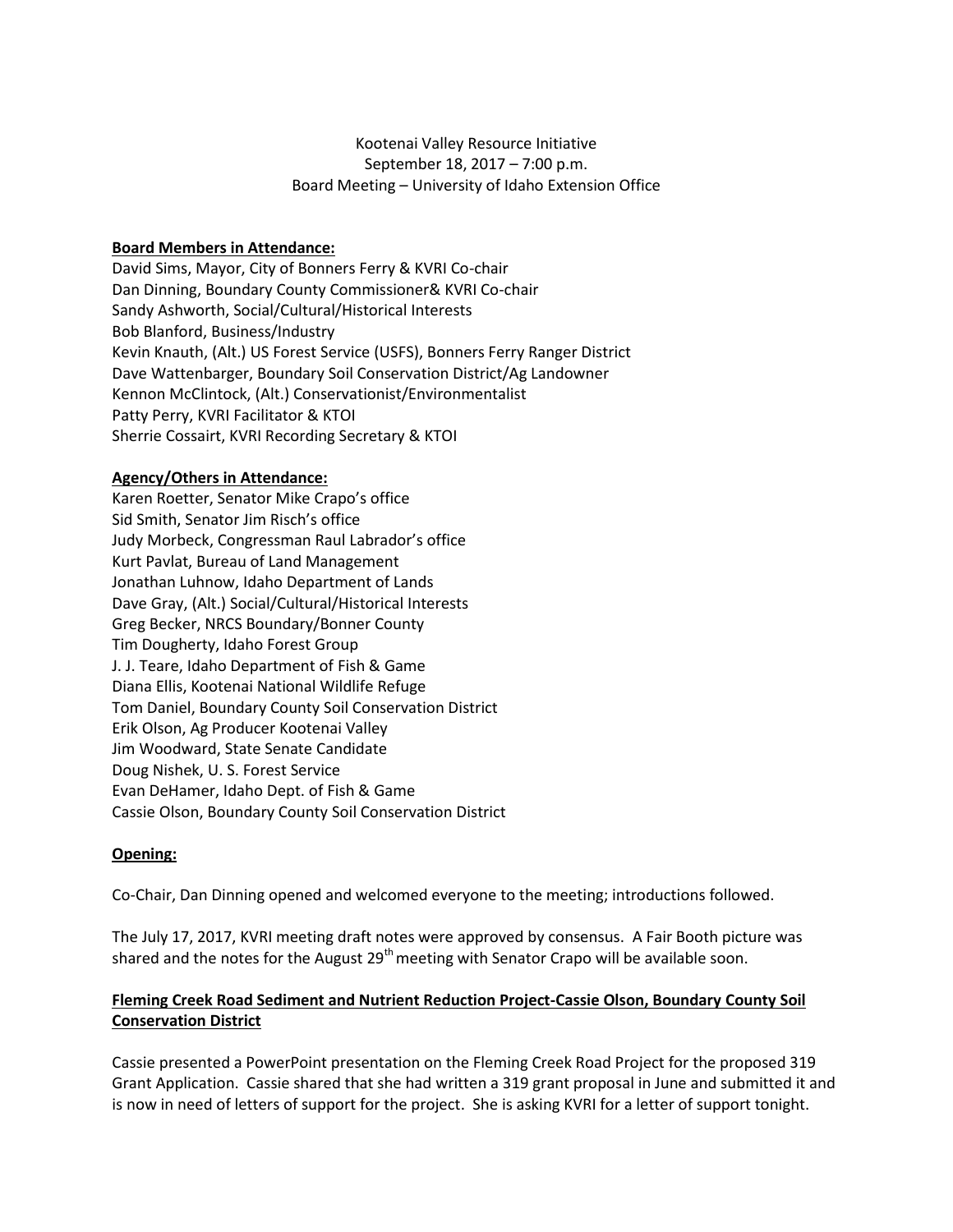Kootenai Valley Resource Initiative
September 18, 2017 – 7:00 p.m.
Board Meeting – University of Idaho Extension Office

**Board Members in Attendance:**

David Sims, Mayor, City of Bonners Ferry & KVRI Co-chair
Dan Dinning, Boundary County Commissioner& KVRI Co-chair
Sandy Ashworth, Social/Cultural/Historical Interests
Bob Blanford, Business/Industry
Kevin Knauth, (Alt.) US Forest Service (USFS), Bonners Ferry Ranger District
Dave Wattenbarger, Boundary Soil Conservation District/Ag Landowner
Kennon McClintock, (Alt.) Conservationist/Environmentalist
Patty Perry, KVRI Facilitator & KTOI
Sherrie Cossairt, KVRI Recording Secretary & KTOI

**Agency/Others in Attendance:**

Karen Roetter, Senator Mike Crapo's office
Sid Smith, Senator Jim Risch's office
Judy Morbeck, Congressman Raul Labrador's office
Kurt Pavlat, Bureau of Land Management
Jonathan Luhnow, Idaho Department of Lands
Dave Gray, (Alt.) Social/Cultural/Historical Interests
Greg Becker, NRCS Boundary/Bonner County
Tim Dougherty, Idaho Forest Group
J. J. Teare, Idaho Department of Fish & Game
Diana Ellis, Kootenai National Wildlife Refuge
Tom Daniel, Boundary County Soil Conservation District
Erik Olson, Ag Producer Kootenai Valley
Jim Woodward, State Senate Candidate
Doug Nishek, U. S. Forest Service
Evan DeHamer, Idaho Dept. of Fish & Game
Cassie Olson, Boundary County Soil Conservation District

**Opening:**

Co-Chair, Dan Dinning opened and welcomed everyone to the meeting; introductions followed.

The July 17, 2017, KVRI meeting draft notes were approved by consensus. A Fair Booth picture was shared and the notes for the August 29th meeting with Senator Crapo will be available soon.

**Fleming Creek Road Sediment and Nutrient Reduction Project-Cassie Olson, Boundary County Soil Conservation District**

Cassie presented a PowerPoint presentation on the Fleming Creek Road Project for the proposed 319 Grant Application. Cassie shared that she had written a 319 grant proposal in June and submitted it and is now in need of letters of support for the project. She is asking KVRI for a letter of support tonight.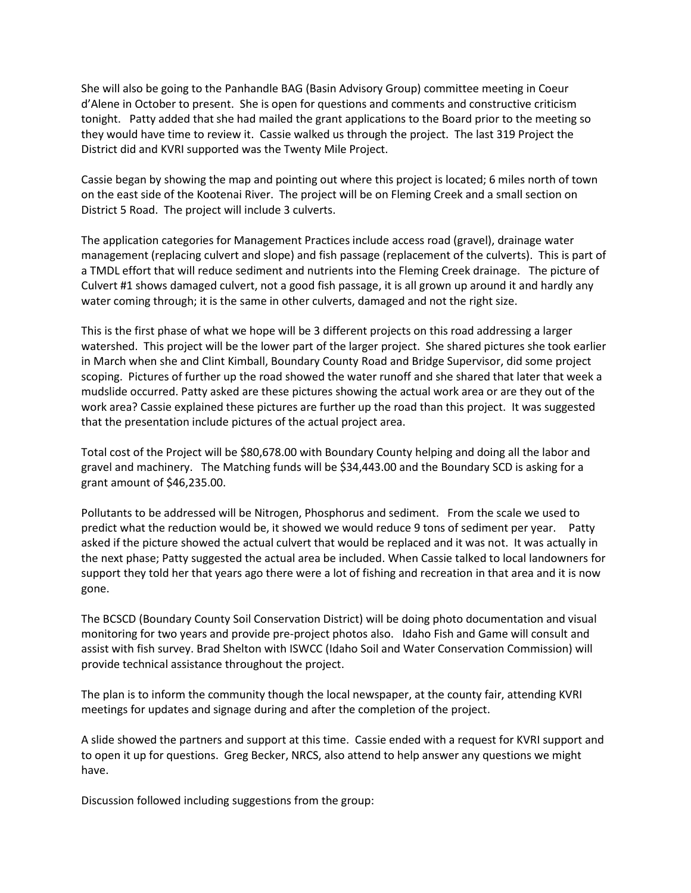She will also be going to the Panhandle BAG (Basin Advisory Group) committee meeting in Coeur d'Alene in October to present. She is open for questions and comments and constructive criticism tonight. Patty added that she had mailed the grant applications to the Board prior to the meeting so they would have time to review it. Cassie walked us through the project. The last 319 Project the District did and KVRI supported was the Twenty Mile Project.

Cassie began by showing the map and pointing out where this project is located; 6 miles north of town on the east side of the Kootenai River. The project will be on Fleming Creek and a small section on District 5 Road. The project will include 3 culverts.

The application categories for Management Practices include access road (gravel), drainage water management (replacing culvert and slope) and fish passage (replacement of the culverts). This is part of a TMDL effort that will reduce sediment and nutrients into the Fleming Creek drainage. The picture of Culvert #1 shows damaged culvert, not a good fish passage, it is all grown up around it and hardly any water coming through; it is the same in other culverts, damaged and not the right size.

This is the first phase of what we hope will be 3 different projects on this road addressing a larger watershed. This project will be the lower part of the larger project. She shared pictures she took earlier in March when she and Clint Kimball, Boundary County Road and Bridge Supervisor, did some project scoping. Pictures of further up the road showed the water runoff and she shared that later that week a mudslide occurred. Patty asked are these pictures showing the actual work area or are they out of the work area? Cassie explained these pictures are further up the road than this project. It was suggested that the presentation include pictures of the actual project area.

Total cost of the Project will be $80,678.00 with Boundary County helping and doing all the labor and gravel and machinery. The Matching funds will be $34,443.00 and the Boundary SCD is asking for a grant amount of $46,235.00.

Pollutants to be addressed will be Nitrogen, Phosphorus and sediment. From the scale we used to predict what the reduction would be, it showed we would reduce 9 tons of sediment per year. Patty asked if the picture showed the actual culvert that would be replaced and it was not. It was actually in the next phase; Patty suggested the actual area be included. When Cassie talked to local landowners for support they told her that years ago there were a lot of fishing and recreation in that area and it is now gone.

The BCSCD (Boundary County Soil Conservation District) will be doing photo documentation and visual monitoring for two years and provide pre-project photos also. Idaho Fish and Game will consult and assist with fish survey. Brad Shelton with ISWCC (Idaho Soil and Water Conservation Commission) will provide technical assistance throughout the project.

The plan is to inform the community though the local newspaper, at the county fair, attending KVRI meetings for updates and signage during and after the completion of the project.

A slide showed the partners and support at this time. Cassie ended with a request for KVRI support and to open it up for questions. Greg Becker, NRCS, also attend to help answer any questions we might have.

Discussion followed including suggestions from the group: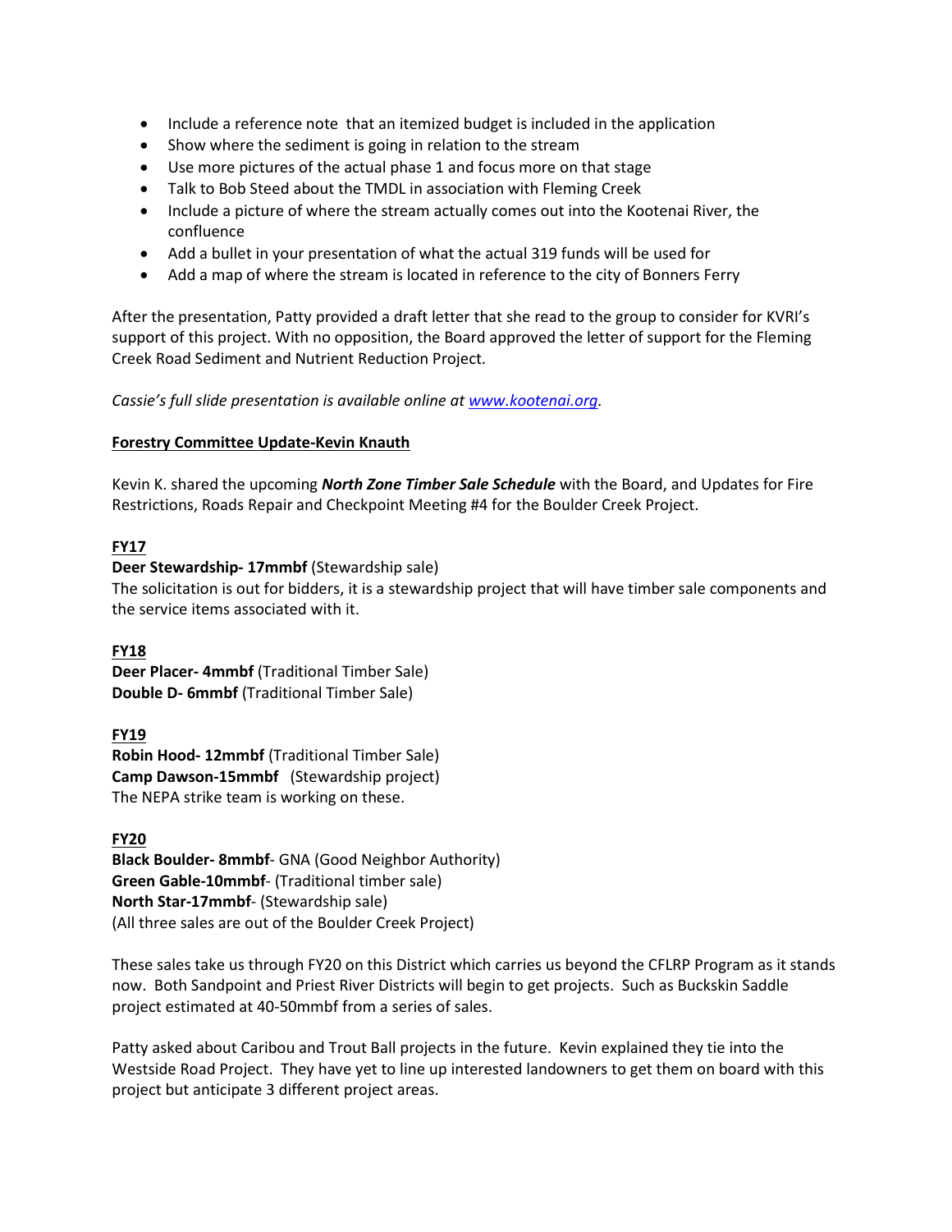- Include a reference note  that an itemized budget is included in the application
- Show where the sediment is going in relation to the stream
- Use more pictures of the actual phase 1 and focus more on that stage
- Talk to Bob Steed about the TMDL in association with Fleming Creek
- Include a picture of where the stream actually comes out into the Kootenai River, the confluence
- Add a bullet in your presentation of what the actual 319 funds will be used for
- Add a map of where the stream is located in reference to the city of Bonners Ferry

After the presentation, Patty provided a draft letter that she read to the group to consider for KVRI's support of this project. With no opposition, the Board approved the letter of support for the Fleming Creek Road Sediment and Nutrient Reduction Project.

*Cassie's full slide presentation is available online at www.kootenai.org.*

**Forestry Committee Update-Kevin Knauth**

Kevin K. shared the upcoming ***North Zone Timber Sale Schedule*** with the Board, and Updates for Fire Restrictions, Roads Repair and Checkpoint Meeting #4 for the Boulder Creek Project.

**FY17**

**Deer Stewardship- 17mmbf** (Stewardship sale)
The solicitation is out for bidders, it is a stewardship project that will have timber sale components and the service items associated with it.

**FY18**

**Deer Placer- 4mmbf** (Traditional Timber Sale)
**Double D- 6mmbf** (Traditional Timber Sale)

**FY19**

**Robin Hood- 12mmbf** (Traditional Timber Sale)
**Camp Dawson-15mmbf**   (Stewardship project)
The NEPA strike team is working on these.

**FY20**

**Black Boulder- 8mmbf**- GNA (Good Neighbor Authority)
**Green Gable-10mmbf**- (Traditional timber sale)
**North Star-17mmbf**- (Stewardship sale)
(All three sales are out of the Boulder Creek Project)

These sales take us through FY20 on this District which carries us beyond the CFLRP Program as it stands now.  Both Sandpoint and Priest River Districts will begin to get projects.  Such as Buckskin Saddle project estimated at 40-50mmbf from a series of sales.

Patty asked about Caribou and Trout Ball projects in the future.  Kevin explained they tie into the Westside Road Project.  They have yet to line up interested landowners to get them on board with this project but anticipate 3 different project areas.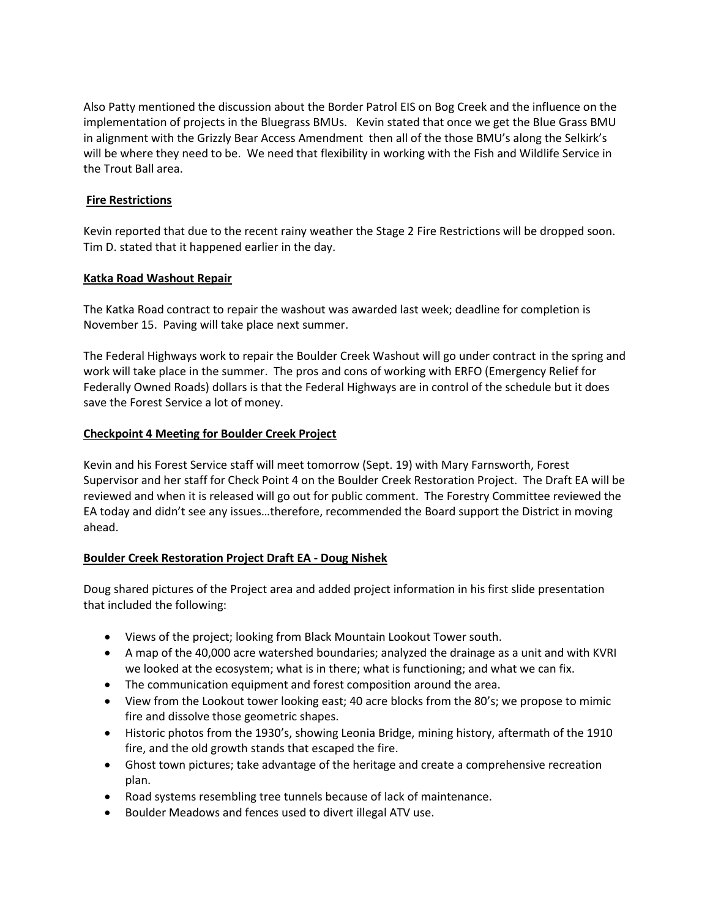Also Patty mentioned the discussion about the Border Patrol EIS on Bog Creek and the influence on the implementation of projects in the Bluegrass BMUs. Kevin stated that once we get the Blue Grass BMU in alignment with the Grizzly Bear Access Amendment then all of the those BMU's along the Selkirk's will be where they need to be. We need that flexibility in working with the Fish and Wildlife Service in the Trout Ball area.

**Fire Restrictions**

Kevin reported that due to the recent rainy weather the Stage 2 Fire Restrictions will be dropped soon. Tim D. stated that it happened earlier in the day.

**Katka Road Washout Repair**

The Katka Road contract to repair the washout was awarded last week; deadline for completion is November 15. Paving will take place next summer.

The Federal Highways work to repair the Boulder Creek Washout will go under contract in the spring and work will take place in the summer. The pros and cons of working with ERFO (Emergency Relief for Federally Owned Roads) dollars is that the Federal Highways are in control of the schedule but it does save the Forest Service a lot of money.

**Checkpoint 4 Meeting for Boulder Creek Project**

Kevin and his Forest Service staff will meet tomorrow (Sept. 19) with Mary Farnsworth, Forest Supervisor and her staff for Check Point 4 on the Boulder Creek Restoration Project. The Draft EA will be reviewed and when it is released will go out for public comment. The Forestry Committee reviewed the EA today and didn't see any issues…therefore, recommended the Board support the District in moving ahead.

**Boulder Creek Restoration Project Draft EA - Doug Nishek**

Doug shared pictures of the Project area and added project information in his first slide presentation that included the following:

- Views of the project; looking from Black Mountain Lookout Tower south.
- A map of the 40,000 acre watershed boundaries; analyzed the drainage as a unit and with KVRI we looked at the ecosystem; what is in there; what is functioning; and what we can fix.
- The communication equipment and forest composition around the area.
- View from the Lookout tower looking east; 40 acre blocks from the 80's; we propose to mimic fire and dissolve those geometric shapes.
- Historic photos from the 1930's, showing Leonia Bridge, mining history, aftermath of the 1910 fire, and the old growth stands that escaped the fire.
- Ghost town pictures; take advantage of the heritage and create a comprehensive recreation plan.
- Road systems resembling tree tunnels because of lack of maintenance.
- Boulder Meadows and fences used to divert illegal ATV use.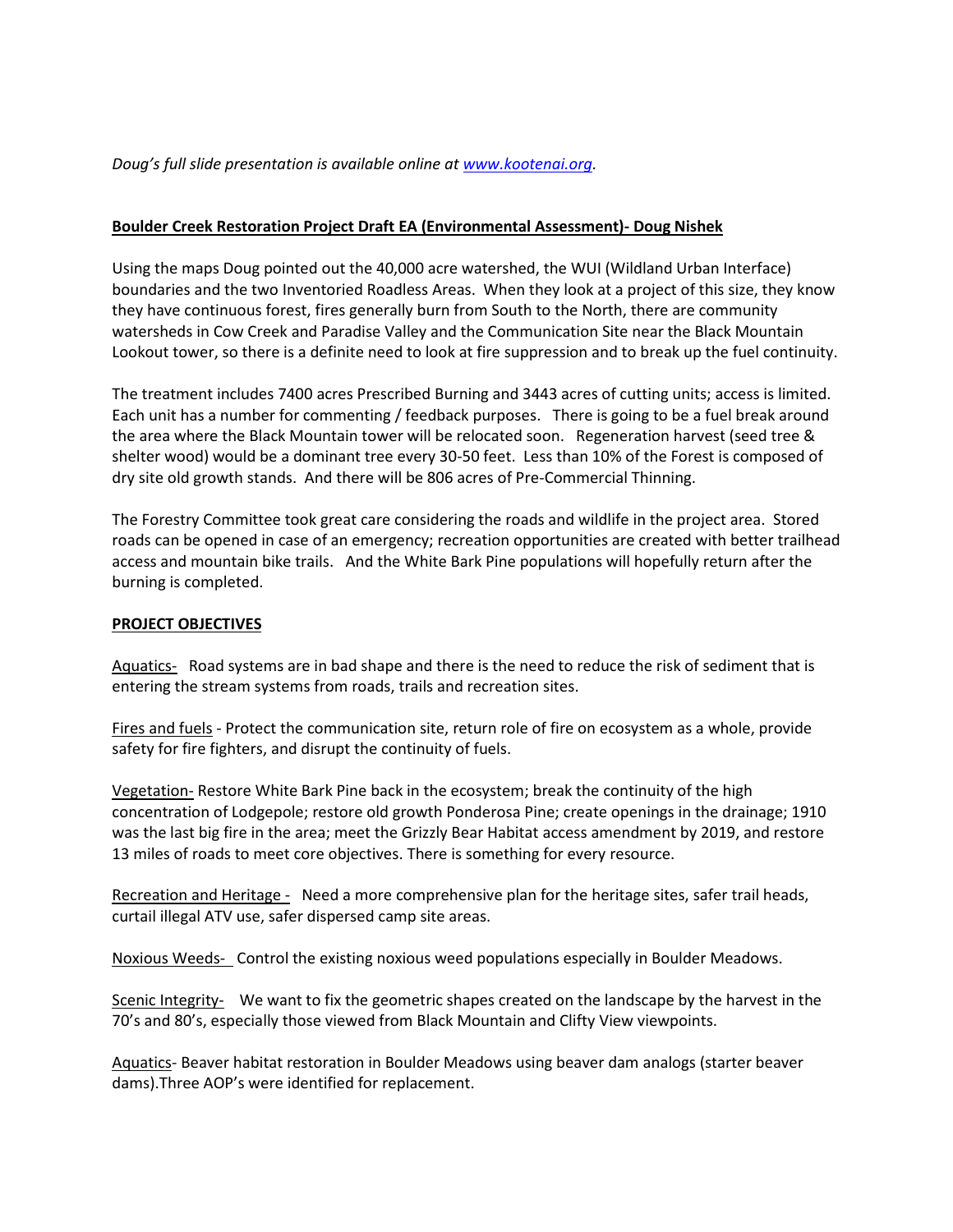*Doug's full slide presentation is available online at [www.kootenai.org](http://www.kootenai.org).*

**Boulder Creek Restoration Project Draft EA (Environmental Assessment)- Doug Nishek**

Using the maps Doug pointed out the 40,000 acre watershed, the WUI (Wildland Urban Interface) boundaries and the two Inventoried Roadless Areas. When they look at a project of this size, they know they have continuous forest, fires generally burn from South to the North, there are community watersheds in Cow Creek and Paradise Valley and the Communication Site near the Black Mountain Lookout tower, so there is a definite need to look at fire suppression and to break up the fuel continuity.

The treatment includes 7400 acres Prescribed Burning and 3443 acres of cutting units; access is limited. Each unit has a number for commenting / feedback purposes. There is going to be a fuel break around the area where the Black Mountain tower will be relocated soon. Regeneration harvest (seed tree & shelter wood) would be a dominant tree every 30-50 feet. Less than 10% of the Forest is composed of dry site old growth stands. And there will be 806 acres of Pre-Commercial Thinning.

The Forestry Committee took great care considering the roads and wildlife in the project area. Stored roads can be opened in case of an emergency; recreation opportunities are created with better trailhead access and mountain bike trails. And the White Bark Pine populations will hopefully return after the burning is completed.

**PROJECT OBJECTIVES**

Aquatics- Road systems are in bad shape and there is the need to reduce the risk of sediment that is entering the stream systems from roads, trails and recreation sites.

Fires and fuels - Protect the communication site, return role of fire on ecosystem as a whole, provide safety for fire fighters, and disrupt the continuity of fuels.

Vegetation- Restore White Bark Pine back in the ecosystem; break the continuity of the high concentration of Lodgepole; restore old growth Ponderosa Pine; create openings in the drainage; 1910 was the last big fire in the area; meet the Grizzly Bear Habitat access amendment by 2019, and restore 13 miles of roads to meet core objectives. There is something for every resource.

Recreation and Heritage - Need a more comprehensive plan for the heritage sites, safer trail heads, curtail illegal ATV use, safer dispersed camp site areas.

Noxious Weeds- Control the existing noxious weed populations especially in Boulder Meadows.

Scenic Integrity- We want to fix the geometric shapes created on the landscape by the harvest in the 70's and 80's, especially those viewed from Black Mountain and Clifty View viewpoints.

Aquatics- Beaver habitat restoration in Boulder Meadows using beaver dam analogs (starter beaver dams).Three AOP's were identified for replacement.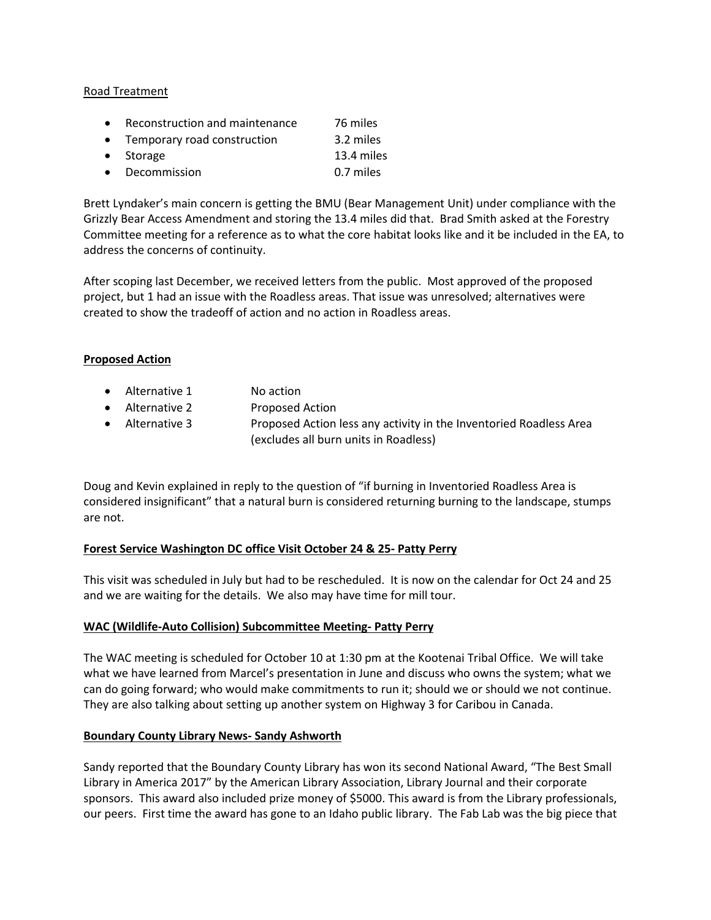Road Treatment

- Reconstruction and maintenance 76 miles
- Temporary road construction 3.2 miles
- Storage 13.4 miles
- Decommission 0.7 miles

Brett Lyndaker's main concern is getting the BMU (Bear Management Unit) under compliance with the Grizzly Bear Access Amendment and storing the 13.4 miles did that. Brad Smith asked at the Forestry Committee meeting for a reference as to what the core habitat looks like and it be included in the EA, to address the concerns of continuity.

After scoping last December, we received letters from the public. Most approved of the proposed project, but 1 had an issue with the Roadless areas. That issue was unresolved; alternatives were created to show the tradeoff of action and no action in Roadless areas.

**Proposed Action**

- Alternative 1 No action
- Alternative 2 Proposed Action
- Alternative 3 Proposed Action less any activity in the Inventoried Roadless Area (excludes all burn units in Roadless)

Doug and Kevin explained in reply to the question of "if burning in Inventoried Roadless Area is considered insignificant" that a natural burn is considered returning burning to the landscape, stumps are not.

**Forest Service Washington DC office Visit October 24 & 25- Patty Perry**

This visit was scheduled in July but had to be rescheduled. It is now on the calendar for Oct 24 and 25 and we are waiting for the details. We also may have time for mill tour.

**WAC (Wildlife-Auto Collision) Subcommittee Meeting- Patty Perry**

The WAC meeting is scheduled for October 10 at 1:30 pm at the Kootenai Tribal Office. We will take what we have learned from Marcel's presentation in June and discuss who owns the system; what we can do going forward; who would make commitments to run it; should we or should we not continue. They are also talking about setting up another system on Highway 3 for Caribou in Canada.

**Boundary County Library News- Sandy Ashworth**

Sandy reported that the Boundary County Library has won its second National Award, "The Best Small Library in America 2017" by the American Library Association, Library Journal and their corporate sponsors. This award also included prize money of $5000. This award is from the Library professionals, our peers. First time the award has gone to an Idaho public library. The Fab Lab was the big piece that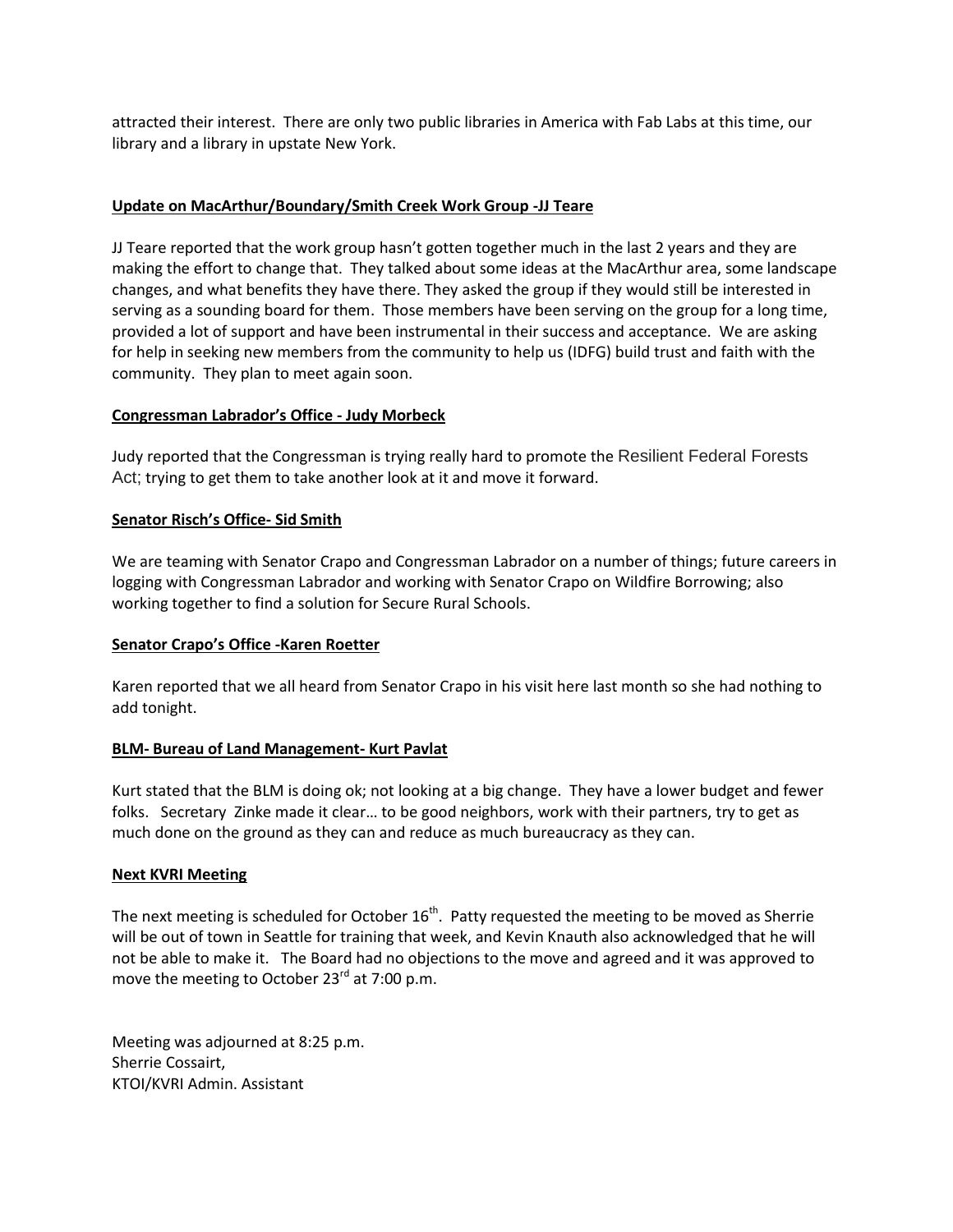attracted their interest. There are only two public libraries in America with Fab Labs at this time, our library and a library in upstate New York.

**Update on MacArthur/Boundary/Smith Creek Work Group -JJ Teare**

JJ Teare reported that the work group hasn't gotten together much in the last 2 years and they are making the effort to change that. They talked about some ideas at the MacArthur area, some landscape changes, and what benefits they have there. They asked the group if they would still be interested in serving as a sounding board for them. Those members have been serving on the group for a long time, provided a lot of support and have been instrumental in their success and acceptance. We are asking for help in seeking new members from the community to help us (IDFG) build trust and faith with the community. They plan to meet again soon.

**Congressman Labrador's Office - Judy Morbeck**

Judy reported that the Congressman is trying really hard to promote the Resilient Federal Forests Act; trying to get them to take another look at it and move it forward.

**Senator Risch's Office- Sid Smith**

We are teaming with Senator Crapo and Congressman Labrador on a number of things; future careers in logging with Congressman Labrador and working with Senator Crapo on Wildfire Borrowing; also working together to find a solution for Secure Rural Schools.

**Senator Crapo's Office -Karen Roetter**

Karen reported that we all heard from Senator Crapo in his visit here last month so she had nothing to add tonight.

**BLM- Bureau of Land Management- Kurt Pavlat**

Kurt stated that the BLM is doing ok; not looking at a big change. They have a lower budget and fewer folks. Secretary Zinke made it clear… to be good neighbors, work with their partners, try to get as much done on the ground as they can and reduce as much bureaucracy as they can.

**Next KVRI Meeting**

The next meeting is scheduled for October 16th. Patty requested the meeting to be moved as Sherrie will be out of town in Seattle for training that week, and Kevin Knauth also acknowledged that he will not be able to make it. The Board had no objections to the move and agreed and it was approved to move the meeting to October 23rd at 7:00 p.m.

Meeting was adjourned at 8:25 p.m.
Sherrie Cossairt,
KTOI/KVRI Admin. Assistant